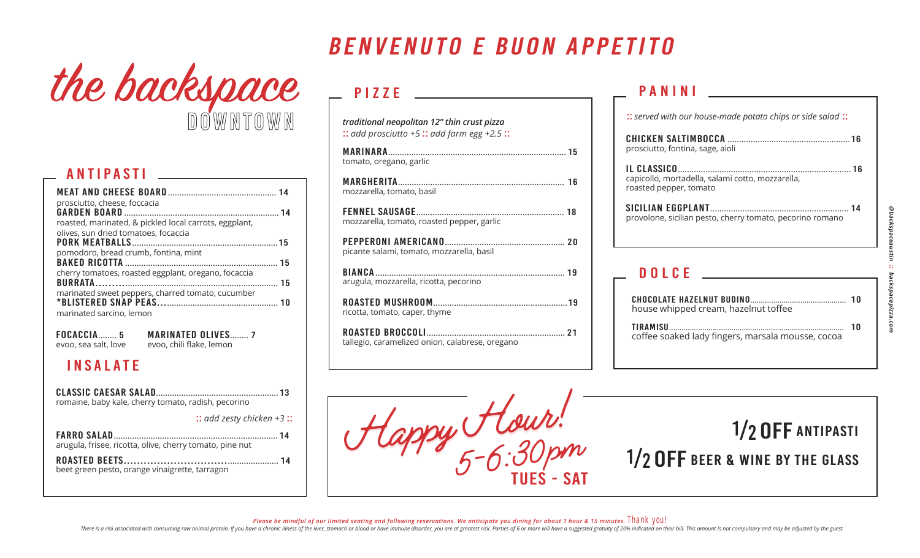# the backspace DOWNTOWN

# BENVENUTO E BUON APPETITO

## ANTIPASTI

**MEAT AND CHEESE BOARD** ... 14
prosciutto, cheese, foccacia

**GARDEN BOARD** ... 14
roasted, marinated, & pickled local carrots, eggplant, olives, sun dried tomatoes, focaccia

**PORK MEATBALLS** ... 15
pomodoro, bread crumb, fontina, mint

**BAKED RICOTTA** ... 15
cherry tomatoes, roasted eggplant, oregano, focaccia

**BURRATA** ... 15
marinated sweet peppers, charred tomato, cucumber

**\*BLISTERED SNAP PEAS** ... 10
marinated sarcino, lemon

**FOCACCIA** ... 5
evoo, sea salt, love

**MARINATED OLIVES** ... 7
evoo, chili flake, lemon

## INSALATE

**CLASSIC CAESAR SALAD** ... 13
romaine, baby kale, cherry tomato, radish, pecorino

*:: add zesty chicken +3 ::*

**FARRO SALAD** ... 14
arugula, frisee, ricotta, olive, cherry tomato, pine nut

**ROASTED BEETS** ... 14
beet green pesto, orange vinaigrette, tarragon

## PIZZE

***traditional neopolitan 12" thin crust pizza***
*:: add prosciutto +5 :: add farm egg +2.5 ::*

**MARINARA** ... 15
tomato, oregano, garlic

**MARGHERITA** ... 16
mozzarella, tomato, basil

**FENNEL SAUSAGE** ... 18
mozzarella, tomato, roasted pepper, garlic

**PEPPERONI AMERICANO** ... 20
picante salami, tomato, mozzarella, basil

**BIANCA** ... 19
arugula, mozzarella, ricotta, pecorino

**ROASTED MUSHROOM** ... 19
ricotta, tomato, caper, thyme

**ROASTED BROCCOLI** ... 21
tallegio, caramelized onion, calabrese, oregano

## PANINI

*:: served with our house-made potato chips or side salad ::*

**CHICKEN SALTIMBOCCA** ... 16
prosciutto, fontina, sage, aioli

**IL CLASSICO** ... 16
capicollo, mortadella, salami cotto, mozzarella, roasted pepper, tomato

**SICILIAN EGGPLANT** ... 14
provolone, sicilian pesto, cherry tomato, pecorino romano

## DOLCE

**CHOCOLATE HAZELNUT BUDINO** ... 10
house whipped cream, hazelnut toffee

**TIRAMISU** ... 10
coffee soaked lady fingers, marsala mousse, cocoa

## Happy Hour! 5-6:30pm TUES - SAT

**1/2 OFF ANTIPASTI**

**1/2 OFF BEER & WINE BY THE GLASS**

@backspaceaustin :: backspacepizza.com

*Please be mindful of our limited seating and following reservations. We anticipate you dining for about 1 hour & 15 minutes.* Thank you!

*There is a risk associated with consuming raw animal protein. If you have a chronic illness of the liver, stomach or blood or have immune disorder, you are at greatest risk. Parties of 6 or more will have a suggested gratuity of 20% indicated on their bill. This amount is not compulsory and may be adjusted by the guest.*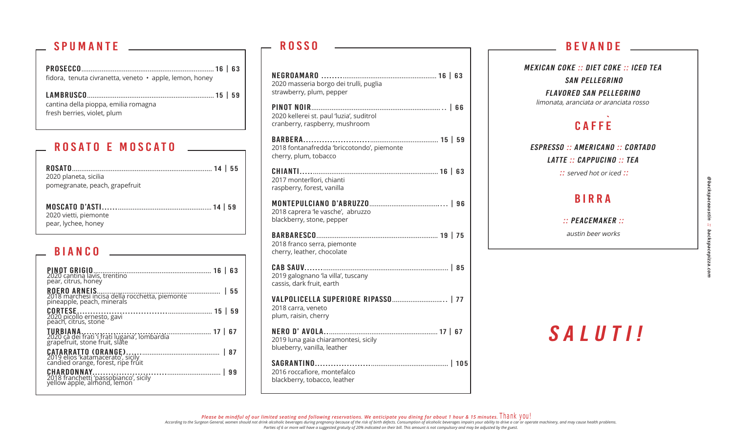## SPUMANTE

**PROSECCO** ........ 16 | 63
fidora, tenuta civranetta, veneto • apple, lemon, honey

**LAMBRUSCO** ........ 15 | 59
cantina della pioppa, emilia romagna
fresh berries, violet, plum

## ROSATO E MOSCATO

**ROSATO** ........ 14 | 55
2020 planeta, sicilia
pomegranate, peach, grapefruit

**MOSCATO D'ASTI** ........ 14 | 59
2020 vietti, piemonte
pear, lychee, honey

## BIANCO

**PINOT GRIGIO** ........ 16 | 63
2020 cantina lavis, trentino
pear, citrus, honey

**ROERO ARNEIS** ........ | 55
2018 marchesi incisa della rocchetta, piemonte
pineapple, peach, minerals

**CORTESE** ........ 15 | 59
2020 picollo ernesto, gavi
peach, citrus, stone

**TURBIANA** ........ 17 | 67
2020 ca dei frati 'i frati lugana', lombardia
grapefruit, stone fruit, slate

**CATARRATTO (ORANGE)** ........ | 87
2019 elios 'katamacerato', sicily
candied orange, forest, ripe fruit

**CHARDONNAY** ........ | 99
2018 franchetti 'passobianco', sicily
yellow apple, almond, lemon

## ROSSO

**NEGROAMARO** ........ 16 | 63
2020 masseria borgo dei trulli, puglia
strawberry, plum, pepper

**PINOT NOIR** ........ | 66
2020 kellerei st. paul 'luzia', suditrol
cranberry, raspberry, mushroom

**BARBERA** ........ 15 | 59
2018 fontanafredda 'briccotondo', piemonte
cherry, plum, tobacco

**CHIANTI** ........ 16 | 63
2017 monterllori, chianti
raspberry, forest, vanilla

**MONTEPULCIANO D'ABRUZZO** ........ | 96
2018 caprera 'le vasche', abruzzo
blackberry, stone, pepper

**BARBARESCO** ........ 19 | 75
2018 franco serra, piemonte
cherry, leather, chocolate

**CAB SAUV** ........ | 85
2019 galognano 'la villa', tuscany
cassis, dark fruit, earth

**VALPOLICELLA SUPERIORE RIPASSO** ........ | 77
2018 carra, veneto
plum, raisin, cherry

**NERO D' AVOLA** ........ 17 | 67
2019 luna gaia chiaramontesi, sicily
blueberry, vanilla, leather

**SAGRANTINO** ........ | 105
2016 roccafiore, montefalco
blackberry, tobacco, leather

## BEVANDE

***MEXICAN COKE :: DIET COKE :: ICED TEA***

***SAN PELLEGRINO***

***FLAVORED SAN PELLEGRINO***
*limonata, aranciata or aranciata rosso*

## CAFFÈ

***ESPRESSO :: AMERICANO :: CORTADO***

***LATTE :: CAPPUCINO :: TEA***

*:: served hot or iced ::*

## BIRRA

***:: PEACEMAKER ::***

*austin beer works*

# *SALUTI!*

@backspaceaustin :: backspacepizza.com

***Please be mindful of our limited seating and following reservations. We anticipate you dining for about 1 hour & 15 minutes.*** Thank you!

*According to the Surgeon General, women should not drink alcoholic beverages during pregnancy because of the risk of birth defects. Consumption of alcoholic beverages impairs your ability to drive a car or operate machinery, and may cause health problems.*

*Parties of 6 or more will have a suggested gratuity of 20% indicated on their bill. This amount is not compulsory and may be adjusted by the guest.*